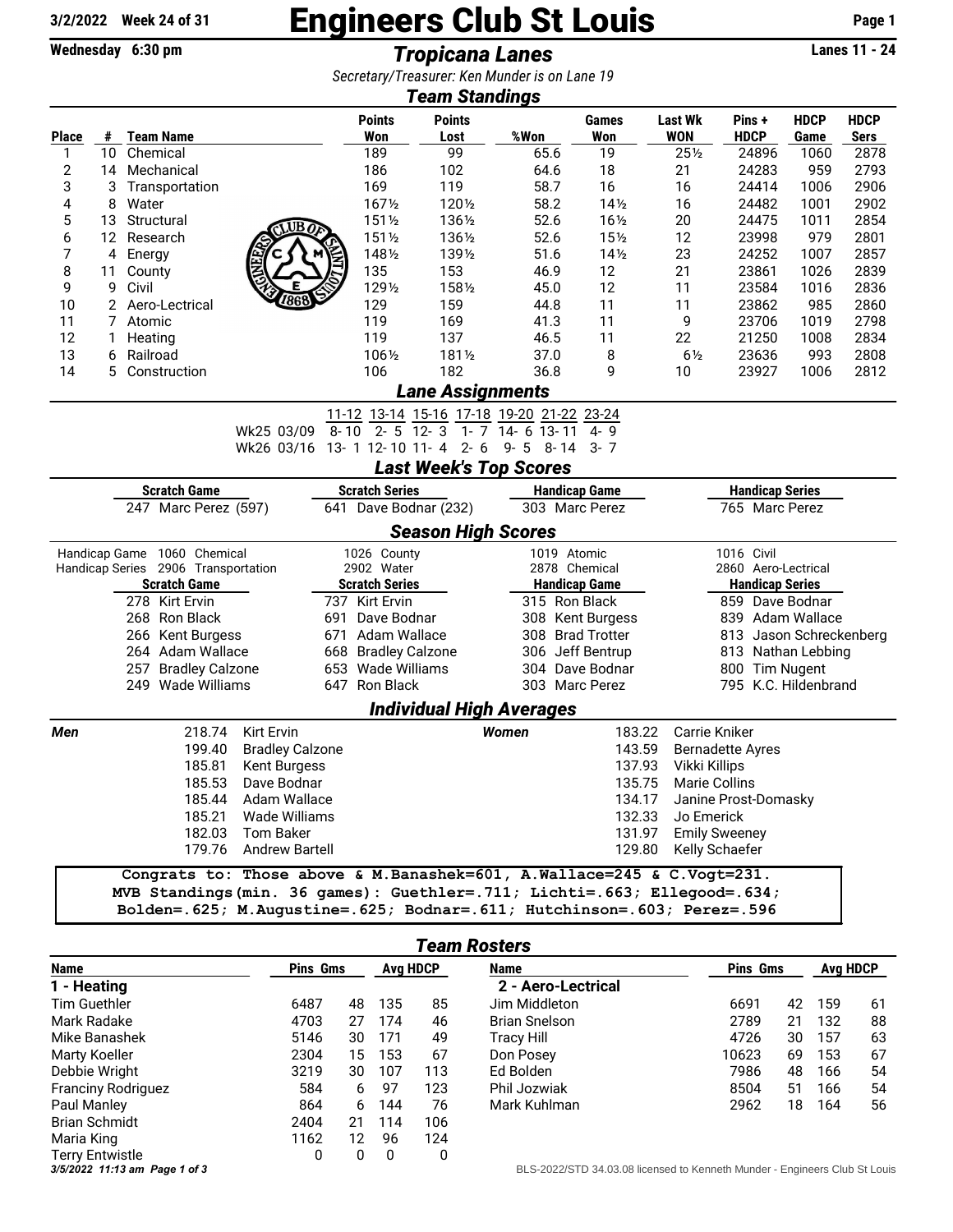3/2/2022 Week 24 of 31

# Engineers Club St Louis

Wednesday 6:30 pm

## *Tropicana Lanes*

Lanes 11 - 24

*Secretary/Treasurer: Ken Munder is on Lane 19*

### *Team Standings*

| Place | # | Team Name | Points Won | Points Lost | %Won | Games Won | Last Wk WON | Pins + HDCP | HDCP Game | HDCP Sers |
|---|---|---|---|---|---|---|---|---|---|---|
| 1 | 10 | Chemical | 189 | 99 | 65.6 | 19 | 25½ | 24896 | 1060 | 2878 |
| 2 | 14 | Mechanical | 186 | 102 | 64.6 | 18 | 21 | 24283 | 959 | 2793 |
| 3 | 3 | Transportation | 169 | 119 | 58.7 | 16 | 16 | 24414 | 1006 | 2906 |
| 4 | 8 | Water | 167½ | 120½ | 58.2 | 14½ | 16 | 24482 | 1001 | 2902 |
| 5 | 13 | Structural | 151½ | 136½ | 52.6 | 16½ | 20 | 24475 | 1011 | 2854 |
| 6 | 12 | Research | 151½ | 136½ | 52.6 | 15½ | 12 | 23998 | 979 | 2801 |
| 7 | 4 | Energy | 148½ | 139½ | 51.6 | 14½ | 23 | 24252 | 1007 | 2857 |
| 8 | 11 | County | 135 | 153 | 46.9 | 12 | 21 | 23861 | 1026 | 2839 |
| 9 | 9 | Civil | 129½ | 158½ | 45.0 | 12 | 11 | 23584 | 1016 | 2836 |
| 10 | 2 | Aero-Lectrical | 129 | 159 | 44.8 | 11 | 11 | 23862 | 985 | 2860 |
| 11 | 7 | Atomic | 119 | 169 | 41.3 | 11 | 9 | 23706 | 1019 | 2798 |
| 12 | 1 | Heating | 119 | 137 | 46.5 | 11 | 22 | 21250 | 1008 | 2834 |
| 13 | 6 | Railroad | 106½ | 181½ | 37.0 | 8 | 6½ | 23636 | 993 | 2808 |
| 14 | 5 | Construction | 106 | 182 | 36.8 | 9 | 10 | 23927 | 1006 | 2812 |

### *Lane Assignments*

| | 11-12 | 13-14 | 15-16 | 17-18 | 19-20 | 21-22 | 23-24 |
|---|---|---|---|---|---|---|---|
| Wk25 03/09 | 8-10 | 2-5 | 12-3 | 1-7 | 14-6 | 13-11 | 4-9 |
| Wk26 03/16 | 13-1 | 12-10 | 11-4 | 2-6 | 9-5 | 8-14 | 3-7 |

### *Last Week's Top Scores*

| Scratch Game | Scratch Series | Handicap Game | Handicap Series |
|---|---|---|---|
| 247 Marc Perez (597) | 641 Dave Bodnar (232) | 303 Marc Perez | 765 Marc Perez |

### *Season High Scores*

| | | | | |
|---|---|---|---|---|
| Handicap Game | 1060 Chemical | 1026 County | 1019 Atomic | 1016 Civil |
| Handicap Series | 2906 Transportation | 2902 Water | 2878 Chemical | 2860 Aero-Lectrical |

| Scratch Game | Scratch Series | Handicap Game | Handicap Series |
|---|---|---|---|
| 278 Kirt Ervin | 737 Kirt Ervin | 315 Ron Black | 859 Dave Bodnar |
| 268 Ron Black | 691 Dave Bodnar | 308 Kent Burgess | 839 Adam Wallace |
| 266 Kent Burgess | 671 Adam Wallace | 308 Brad Trotter | 813 Jason Schreckenberg |
| 264 Adam Wallace | 668 Bradley Calzone | 306 Jeff Bentrup | 813 Nathan Lebbing |
| 257 Bradley Calzone | 653 Wade Williams | 304 Dave Bodnar | 800 Tim Nugent |
| 249 Wade Williams | 647 Ron Black | 303 Marc Perez | 795 K.C. Hildenbrand |

### *Individual High Averages*

| Men | | Women | |
|---|---|---|---|
| 218.74 | Kirt Ervin | 183.22 | Carrie Kniker |
| 199.40 | Bradley Calzone | 143.59 | Bernadette Ayres |
| 185.81 | Kent Burgess | 137.93 | Vikki Killips |
| 185.53 | Dave Bodnar | 135.75 | Marie Collins |
| 185.44 | Adam Wallace | 134.17 | Janine Prost-Domasky |
| 185.21 | Wade Williams | 132.33 | Jo Emerick |
| 182.03 | Tom Baker | 131.97 | Emily Sweeney |
| 179.76 | Andrew Bartell | 129.80 | Kelly Schaefer |

```
Congrats to: Those above & M.Banashek=601, A.Wallace=245 & C.Vogt=231.
MVB Standings(min. 36 games): Guethler=.711; Lichti=.663; Ellegood=.634;
Bolden=.625; M.Augustine=.625; Bodnar=.611; Hutchinson=.603; Perez=.596
```

### *Team Rosters*

| Name | Pins | Gms | Avg | HDCP |
|---|---|---|---|---|
| **1 - Heating** | | | | |
| Tim Guethler | 6487 | 48 | 135 | 85 |
| Mark Radake | 4703 | 27 | 174 | 46 |
| Mike Banashek | 5146 | 30 | 171 | 49 |
| Marty Koeller | 2304 | 15 | 153 | 67 |
| Debbie Wright | 3219 | 30 | 107 | 113 |
| Franciny Rodriguez | 584 | 6 | 97 | 123 |
| Paul Manley | 864 | 6 | 144 | 76 |
| Brian Schmidt | 2404 | 21 | 114 | 106 |
| Maria King | 1162 | 12 | 96 | 124 |
| Terry Entwistle | 0 | 0 | 0 | 0 |

| Name | Pins | Gms | Avg | HDCP |
|---|---|---|---|---|
| **2 - Aero-Lectrical** | | | | |
| Jim Middleton | 6691 | 42 | 159 | 61 |
| Brian Snelson | 2789 | 21 | 132 | 88 |
| Tracy Hill | 4726 | 30 | 157 | 63 |
| Don Posey | 10623 | 69 | 153 | 67 |
| Ed Bolden | 7986 | 48 | 166 | 54 |
| Phil Jozwiak | 8504 | 51 | 166 | 54 |
| Mark Kuhlman | 2962 | 18 | 164 | 56 |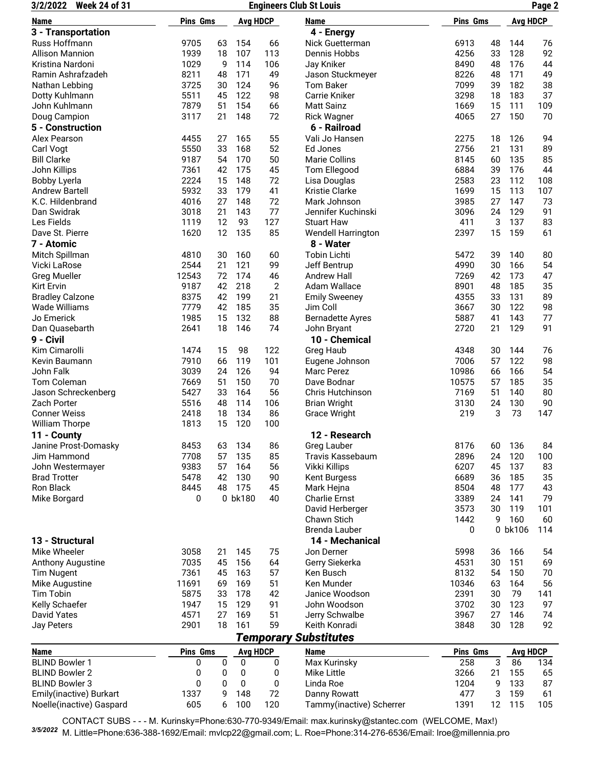**3/2/2022 Week 24 of 31 — Engineers Club St Louis**

| Name | Pins | Gms | Avg | HDCP | Name | Pins | Gms | Avg | HDCP |
|---|---|---|---|---|---|---|---|---|---|
| **3 - Transportation** | | | | | **4 - Energy** | | | | |
| Russ Hoffmann | 9705 | 63 | 154 | 66 | Nick Guetterman | 6913 | 48 | 144 | 76 |
| Allison Mannion | 1939 | 18 | 107 | 113 | Dennis Hobbs | 4256 | 33 | 128 | 92 |
| Kristina Nardoni | 1029 | 9 | 114 | 106 | Jay Kniker | 8490 | 48 | 176 | 44 |
| Ramin Ashrafzadeh | 8211 | 48 | 171 | 49 | Jason Stuckmeyer | 8226 | 48 | 171 | 49 |
| Nathan Lebbing | 3725 | 30 | 124 | 96 | Tom Baker | 7099 | 39 | 182 | 38 |
| Dotty Kuhlmann | 5511 | 45 | 122 | 98 | Carrie Kniker | 3298 | 18 | 183 | 37 |
| John Kuhlmann | 7879 | 51 | 154 | 66 | Matt Sainz | 1669 | 15 | 111 | 109 |
| Doug Campion | 3117 | 21 | 148 | 72 | Rick Wagner | 4065 | 27 | 150 | 70 |
| **5 - Construction** | | | | | **6 - Railroad** | | | | |
| Alex Pearson | 4455 | 27 | 165 | 55 | Vali Jo Hansen | 2275 | 18 | 126 | 94 |
| Carl Vogt | 5550 | 33 | 168 | 52 | Ed Jones | 2756 | 21 | 131 | 89 |
| Bill Clarke | 9187 | 54 | 170 | 50 | Marie Collins | 8145 | 60 | 135 | 85 |
| John Killips | 7361 | 42 | 175 | 45 | Tom Ellegood | 6884 | 39 | 176 | 44 |
| Bobby Lyerla | 2224 | 15 | 148 | 72 | Lisa Douglas | 2583 | 23 | 112 | 108 |
| Andrew Bartell | 5932 | 33 | 179 | 41 | Kristie Clarke | 1699 | 15 | 113 | 107 |
| K.C. Hildenbrand | 4016 | 27 | 148 | 72 | Mark Johnson | 3985 | 27 | 147 | 73 |
| Dan Swidrak | 3018 | 21 | 143 | 77 | Jennifer Kuchinski | 3096 | 24 | 129 | 91 |
| Les Fields | 1119 | 12 | 93 | 127 | Stuart Haw | 411 | 3 | 137 | 83 |
| Dave St. Pierre | 1620 | 12 | 135 | 85 | Wendell Harrington | 2397 | 15 | 159 | 61 |
| **7 - Atomic** | | | | | **8 - Water** | | | | |
| Mitch Spillman | 4810 | 30 | 160 | 60 | Tobin Lichti | 5472 | 39 | 140 | 80 |
| Vicki LaRose | 2544 | 21 | 121 | 99 | Jeff Bentrup | 4990 | 30 | 166 | 54 |
| Greg Mueller | 12543 | 72 | 174 | 46 | Andrew Hall | 7269 | 42 | 173 | 47 |
| Kirt Ervin | 9187 | 42 | 218 | 2 | Adam Wallace | 8901 | 48 | 185 | 35 |
| Bradley Calzone | 8375 | 42 | 199 | 21 | Emily Sweeney | 4355 | 33 | 131 | 89 |
| Wade Williams | 7779 | 42 | 185 | 35 | Jim Coll | 3667 | 30 | 122 | 98 |
| Jo Emerick | 1985 | 15 | 132 | 88 | Bernadette Ayres | 5887 | 41 | 143 | 77 |
| Dan Quasebarth | 2641 | 18 | 146 | 74 | John Bryant | 2720 | 21 | 129 | 91 |
| **9 - Civil** | | | | | **10 - Chemical** | | | | |
| Kim Cimarolli | 1474 | 15 | 98 | 122 | Greg Haub | 4348 | 30 | 144 | 76 |
| Kevin Baumann | 7910 | 66 | 119 | 101 | Eugene Johnson | 7006 | 57 | 122 | 98 |
| John Falk | 3039 | 24 | 126 | 94 | Marc Perez | 10986 | 66 | 166 | 54 |
| Tom Coleman | 7669 | 51 | 150 | 70 | Dave Bodnar | 10575 | 57 | 185 | 35 |
| Jason Schreckenberg | 5427 | 33 | 164 | 56 | Chris Hutchinson | 7169 | 51 | 140 | 80 |
| Zach Porter | 5516 | 48 | 114 | 106 | Brian Wright | 3130 | 24 | 130 | 90 |
| Conner Weiss | 2418 | 18 | 134 | 86 | Grace Wright | 219 | 3 | 73 | 147 |
| William Thorpe | 1813 | 15 | 120 | 100 | | | | | |
| **11 - County** | | | | | **12 - Research** | | | | |
| Janine Prost-Domasky | 8453 | 63 | 134 | 86 | Greg Lauber | 8176 | 60 | 136 | 84 |
| Jim Hammond | 7708 | 57 | 135 | 85 | Travis Kassebaum | 2896 | 24 | 120 | 100 |
| John Westermayer | 9383 | 57 | 164 | 56 | Vikki Killips | 6207 | 45 | 137 | 83 |
| Brad Trotter | 5478 | 42 | 130 | 90 | Kent Burgess | 6689 | 36 | 185 | 35 |
| Ron Black | 8445 | 48 | 175 | 45 | Mark Hejna | 8504 | 48 | 177 | 43 |
| Mike Borgard | 0 | 0 | bk180 | 40 | Charlie Ernst | 3389 | 24 | 141 | 79 |
| | | | | | David Herberger | 3573 | 30 | 119 | 101 |
| | | | | | Chawn Stich | 1442 | 9 | 160 | 60 |
| | | | | | Brenda Lauber | 0 | 0 | bk106 | 114 |
| **13 - Structural** | | | | | **14 - Mechanical** | | | | |
| Mike Wheeler | 3058 | 21 | 145 | 75 | Jon Derner | 5998 | 36 | 166 | 54 |
| Anthony Augustine | 7035 | 45 | 156 | 64 | Gerry Siekerka | 4531 | 30 | 151 | 69 |
| Tim Nugent | 7361 | 45 | 163 | 57 | Ken Busch | 8132 | 54 | 150 | 70 |
| Mike Augustine | 11691 | 69 | 169 | 51 | Ken Munder | 10346 | 63 | 164 | 56 |
| Tim Tobin | 5875 | 33 | 178 | 42 | Janice Woodson | 2391 | 30 | 79 | 141 |
| Kelly Schaefer | 1947 | 15 | 129 | 91 | John Woodson | 3702 | 30 | 123 | 97 |
| David Yates | 4571 | 27 | 169 | 51 | Jerry Schwalbe | 3967 | 27 | 146 | 74 |
| Jay Peters | 2901 | 18 | 161 | 59 | Keith Konradi | 3848 | 30 | 128 | 92 |

## *Temporary Substitutes*

| Name | Pins | Gms | Avg | HDCP | Name | Pins | Gms | Avg | HDCP |
|---|---|---|---|---|---|---|---|---|---|
| BLIND Bowler 1 | 0 | 0 | 0 | 0 | Max Kurinsky | 258 | 3 | 86 | 134 |
| BLIND Bowler 2 | 0 | 0 | 0 | 0 | Mike Little | 3266 | 21 | 155 | 65 |
| BLIND Bowler 3 | 0 | 0 | 0 | 0 | Linda Roe | 1204 | 9 | 133 | 87 |
| Emily(inactive) Burkart | 1337 | 9 | 148 | 72 | Danny Rowatt | 477 | 3 | 159 | 61 |
| Noelle(inactive) Gaspard | 605 | 6 | 100 | 120 | Tammy(inactive) Scherrer | 1391 | 12 | 115 | 105 |

CONTACT SUBS - - - M. Kurinsky=Phone:630-770-9349/Email: max.kurinsky@stantec.com (WELCOME, Max!)

*3/5/2022* M. Little=Phone:636-388-1692/Email: mvlcp22@gmail.com; L. Roe=Phone:314-276-6536/Email: lroe@millennia.pro